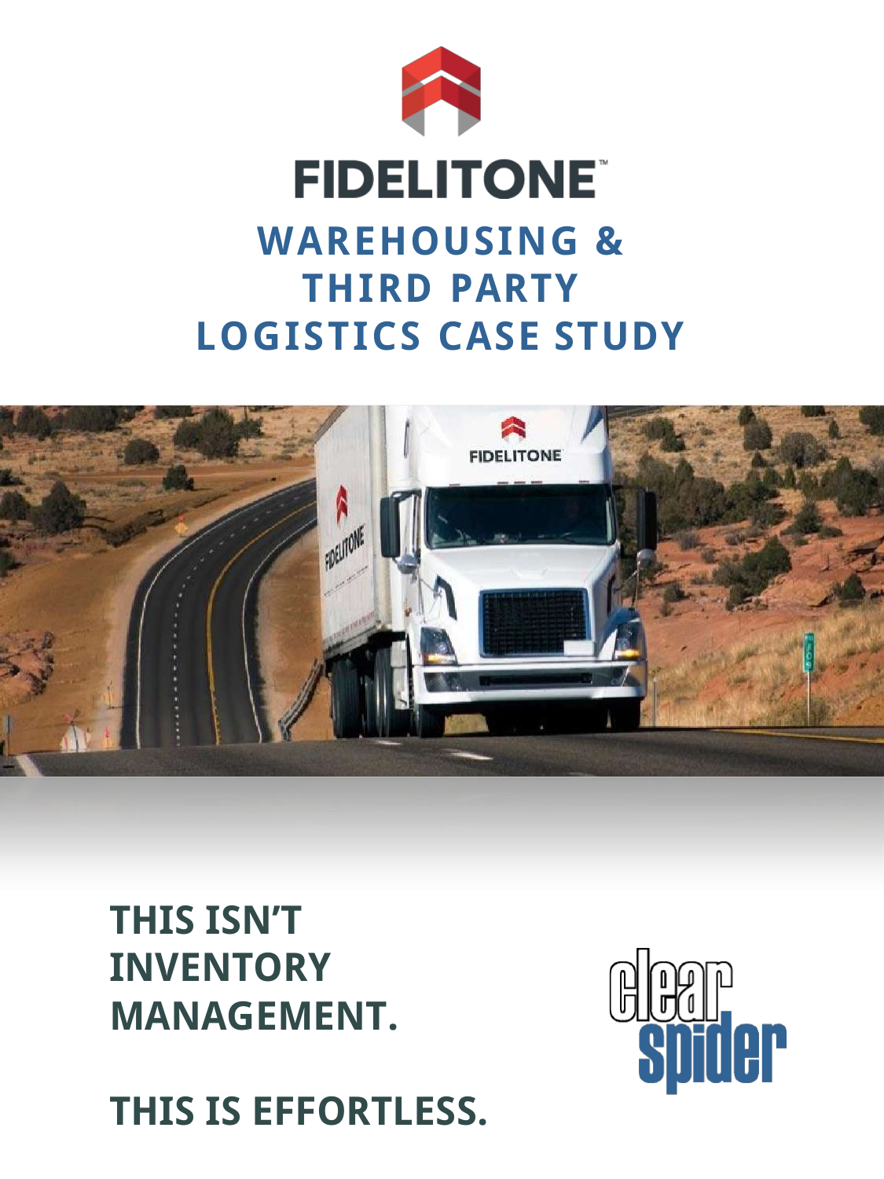# FIDELITONE™

## WAREHOUSING & THIRD PARTY LOGISTICS CASE STUDY

**THIS ISN'T INVENTORY MANAGEMENT.**

**THIS IS EFFORTLESS.**

clear spider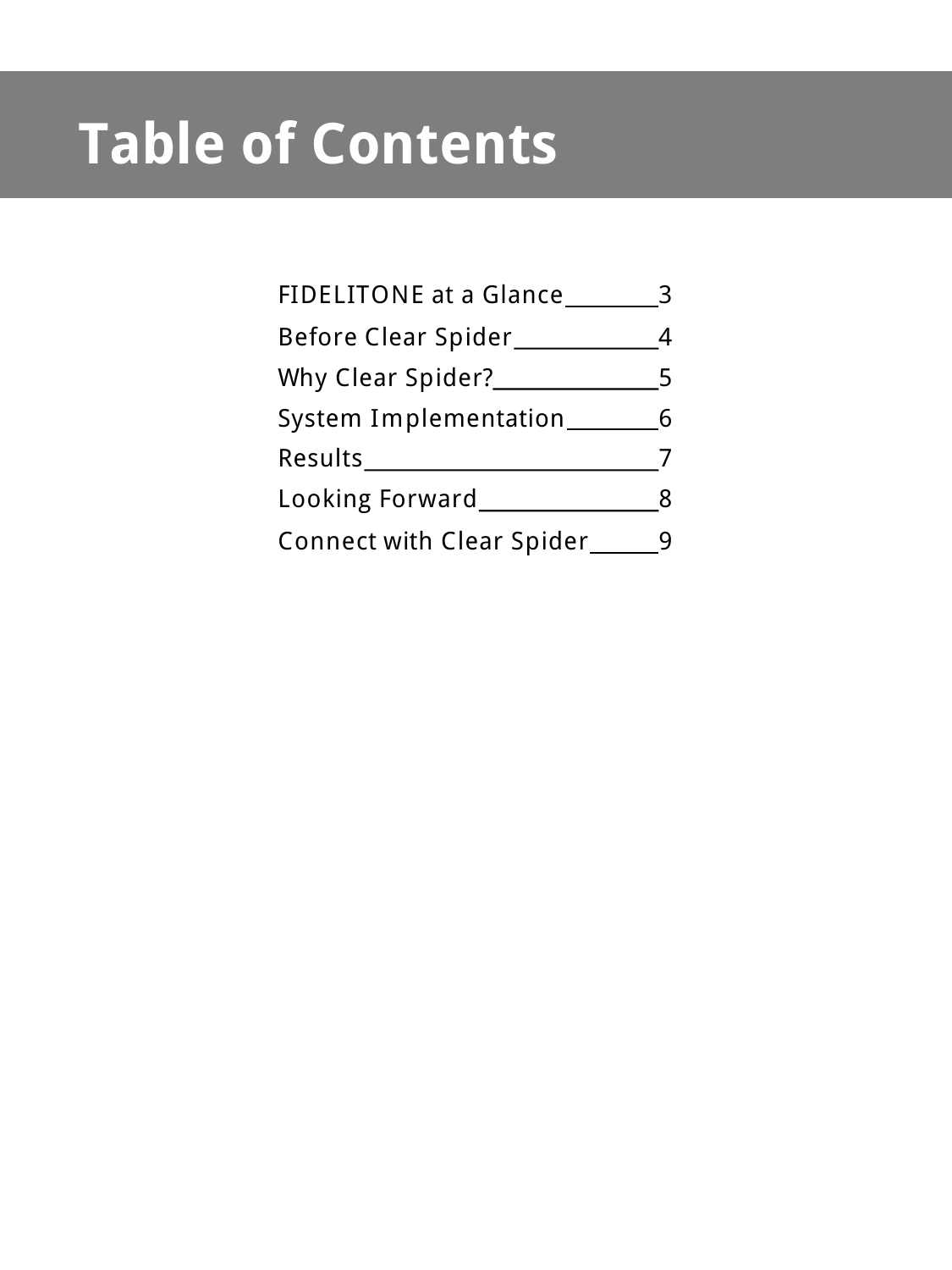# Table of Contents

| | |
|---|---|
| FIDELITONE at a Glance | 3 |
| Before Clear Spider | 4 |
| Why Clear Spider? | 5 |
| System Implementation | 6 |
| Results | 7 |
| Looking Forward | 8 |
| Connect with Clear Spider | 9 |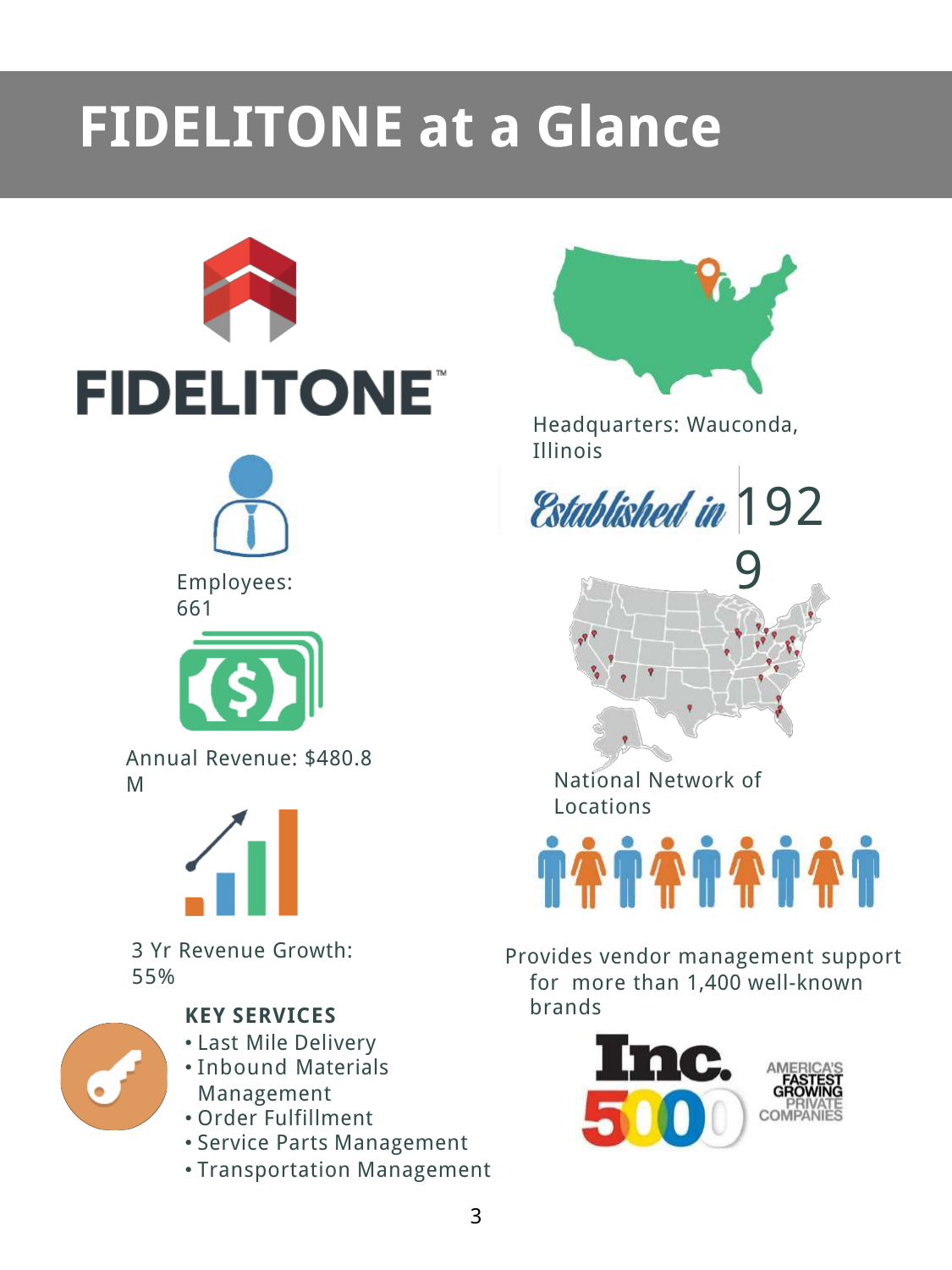# FIDELITONE at a Glance

FIDELITONE™

Employees: 661

Annual Revenue: $480.8 M

3 Yr Revenue Growth: 55%

**KEY SERVICES**

- Last Mile Delivery
- Inbound Materials Management
- Order Fulfillment
- Service Parts Management
- Transportation Management

Headquarters: Wauconda, Illinois

Established in 1929

National Network of Locations

Provides vendor management support for more than 1,400 well-known brands

Inc. 5000 America's Fastest Growing Private Companies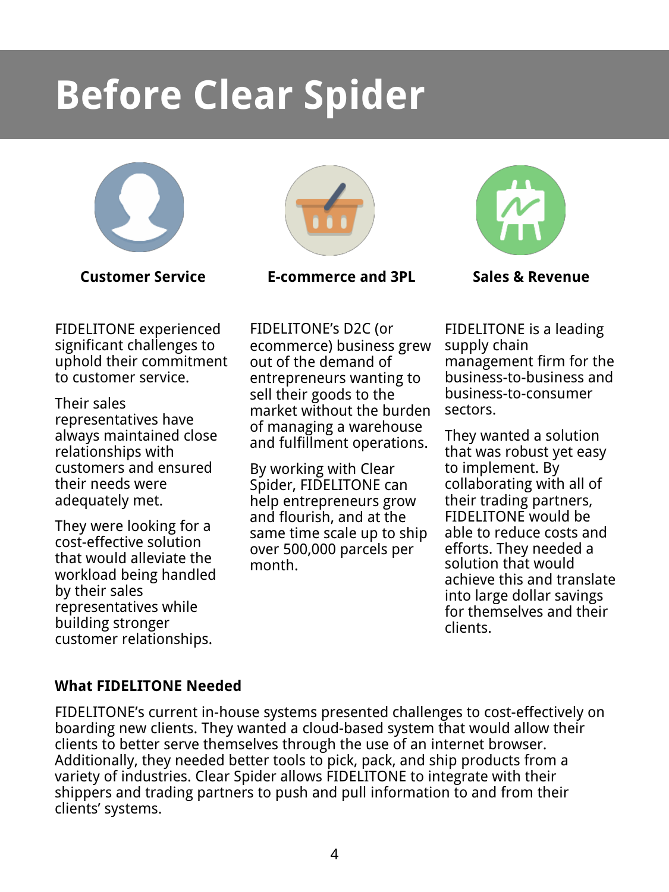# Before Clear Spider

### Customer Service

FIDELITONE experienced significant challenges to uphold their commitment to customer service.

Their sales representatives have always maintained close relationships with customers and ensured their needs were adequately met.

They were looking for a cost-effective solution that would alleviate the workload being handled by their sales representatives while building stronger customer relationships.

### E-commerce and 3PL

FIDELITONE's D2C (or ecommerce) business grew out of the demand of entrepreneurs wanting to sell their goods to the market without the burden of managing a warehouse and fulfillment operations.

By working with Clear Spider, FIDELITONE can help entrepreneurs grow and flourish, and at the same time scale up to ship over 500,000 parcels per month.

### Sales & Revenue

FIDELITONE is a leading supply chain management firm for the business-to-business and business-to-consumer sectors.

They wanted a solution that was robust yet easy to implement. By collaborating with all of their trading partners, FIDELITONE would be able to reduce costs and efforts. They needed a solution that would achieve this and translate into large dollar savings for themselves and their clients.

**What FIDELITONE Needed**

FIDELITONE's current in-house systems presented challenges to cost-effectively on boarding new clients. They wanted a cloud-based system that would allow their clients to better serve themselves through the use of an internet browser. Additionally, they needed better tools to pick, pack, and ship products from a variety of industries. Clear Spider allows FIDELITONE to integrate with their shippers and trading partners to push and pull information to and from their clients' systems.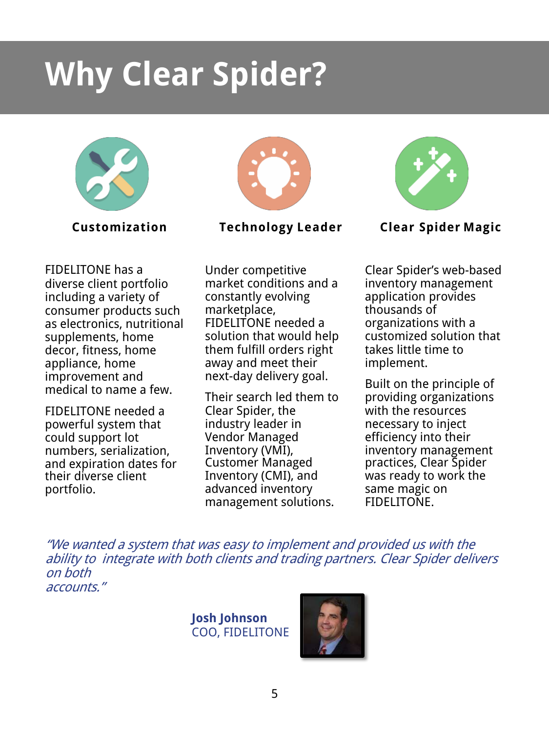# Why Clear Spider?

### Customization

FIDELITONE has a diverse client portfolio including a variety of consumer products such as electronics, nutritional supplements, home decor, fitness, home appliance, home improvement and medical to name a few.

FIDELITONE needed a powerful system that could support lot numbers, serialization, and expiration dates for their diverse client portfolio.

### Technology Leader

Under competitive market conditions and a constantly evolving marketplace, FIDELITONE needed a solution that would help them fulfill orders right away and meet their next-day delivery goal.

Their search led them to Clear Spider, the industry leader in Vendor Managed Inventory (VMI), Customer Managed Inventory (CMI), and advanced inventory management solutions.

### Clear Spider Magic

Clear Spider's web-based inventory management application provides thousands of organizations with a customized solution that takes little time to implement.

Built on the principle of providing organizations with the resources necessary to inject efficiency into their inventory management practices, Clear Spider was ready to work the same magic on FIDELITONE.

*"We wanted a system that was easy to implement and provided us with the ability to integrate with both clients and trading partners. Clear Spider delivers on both accounts."*

**Josh Johnson**
COO, FIDELITONE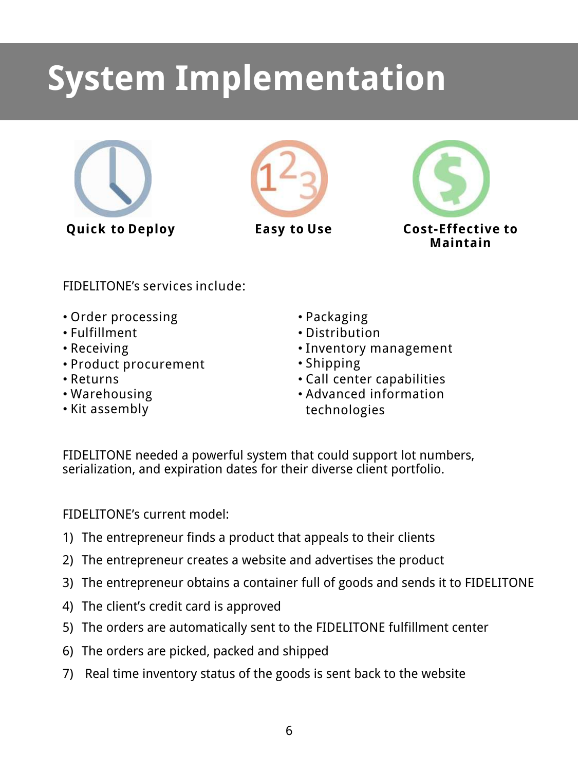# System Implementation

**Quick to Deploy**

**Easy to Use**

**Cost-Effective to Maintain**

FIDELITONE's services include:

- Order processing
- Fulfillment
- Receiving
- Product procurement
- Returns
- Warehousing
- Kit assembly
- Packaging
- Distribution
- Inventory management
- Shipping
- Call center capabilities
- Advanced information technologies

FIDELITONE needed a powerful system that could support lot numbers, serialization, and expiration dates for their diverse client portfolio.

FIDELITONE's current model:

1) The entrepreneur finds a product that appeals to their clients
2) The entrepreneur creates a website and advertises the product
3) The entrepreneur obtains a container full of goods and sends it to FIDELITONE
4) The client's credit card is approved
5) The orders are automatically sent to the FIDELITONE fulfillment center
6) The orders are picked, packed and shipped
7) Real time inventory status of the goods is sent back to the website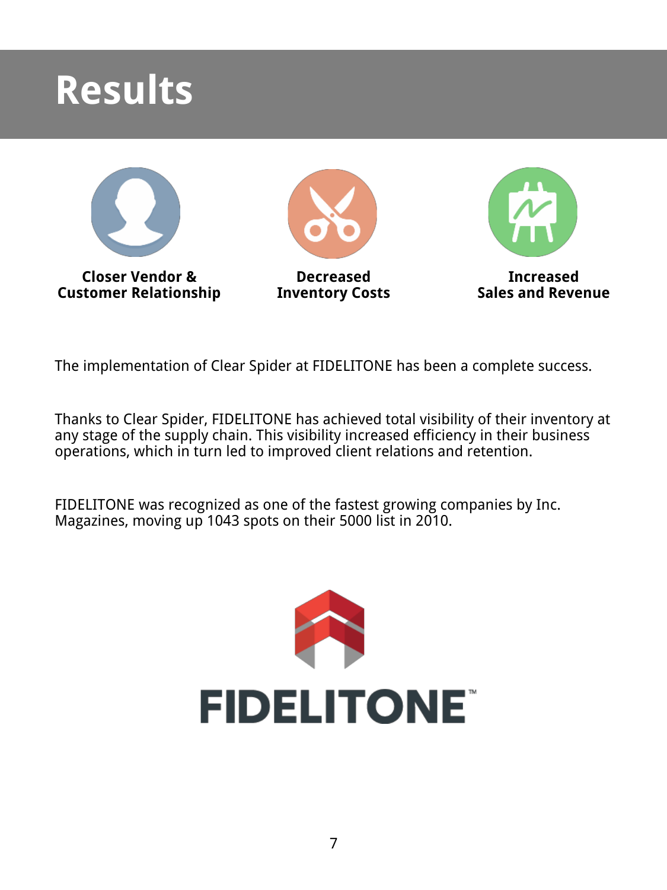# Results

**Closer Vendor & Customer Relationship**

**Decreased Inventory Costs**

**Increased Sales and Revenue**

The implementation of Clear Spider at FIDELITONE has been a complete success.

Thanks to Clear Spider, FIDELITONE has achieved total visibility of their inventory at any stage of the supply chain. This visibility increased efficiency in their business operations, which in turn led to improved client relations and retention.

FIDELITONE was recognized as one of the fastest growing companies by Inc. Magazines, moving up 1043 spots on their 5000 list in 2010.

FIDELITONE™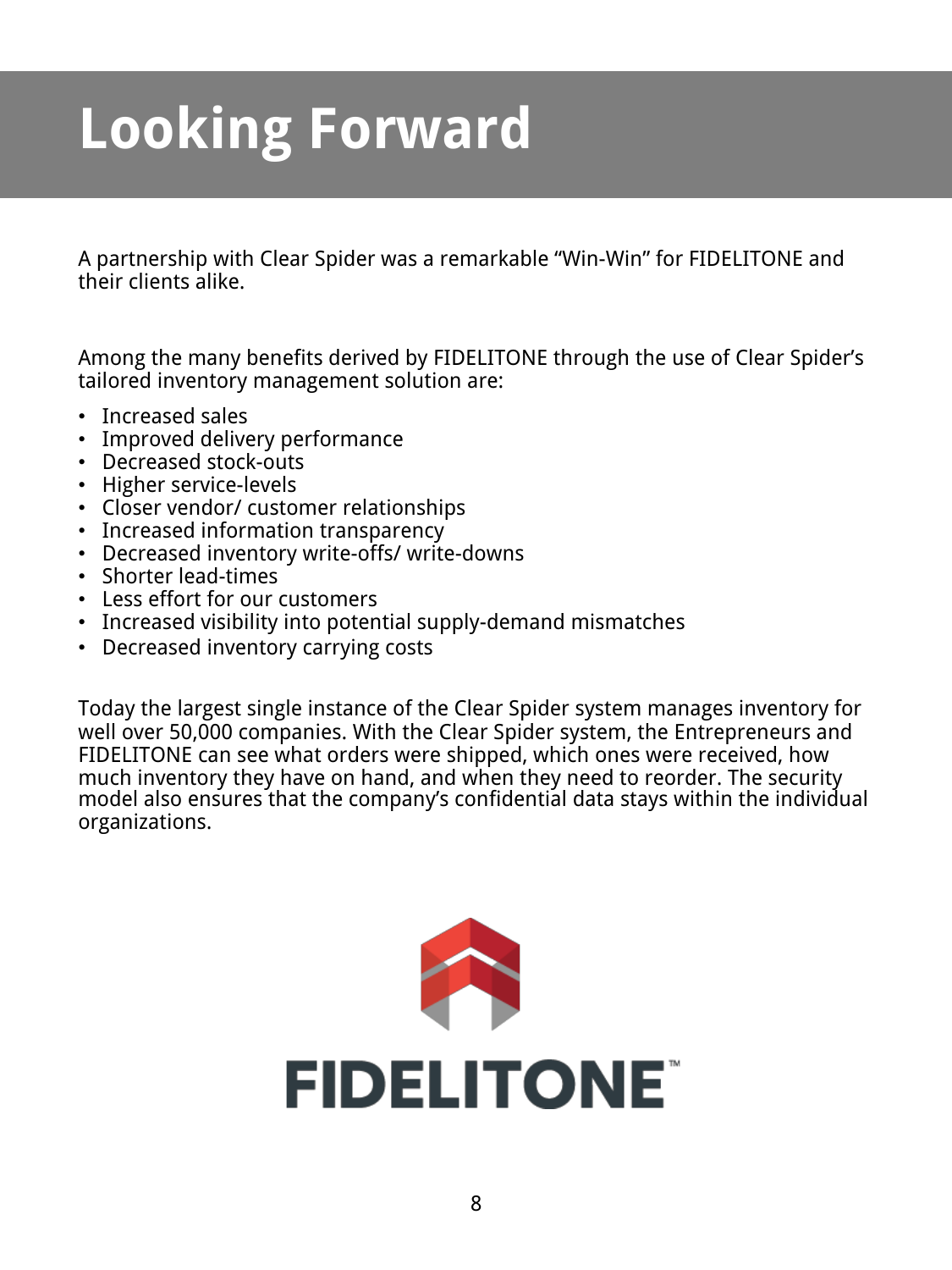# Looking Forward

A partnership with Clear Spider was a remarkable "Win-Win" for FIDELITONE and their clients alike.

Among the many benefits derived by FIDELITONE through the use of Clear Spider's tailored inventory management solution are:

- Increased sales
- Improved delivery performance
- Decreased stock-outs
- Higher service-levels
- Closer vendor/ customer relationships
- Increased information transparency
- Decreased inventory write-offs/ write-downs
- Shorter lead-times
- Less effort for our customers
- Increased visibility into potential supply-demand mismatches
- Decreased inventory carrying costs

Today the largest single instance of the Clear Spider system manages inventory for well over 50,000 companies. With the Clear Spider system, the Entrepreneurs and FIDELITONE can see what orders were shipped, which ones were received, how much inventory they have on hand, and when they need to reorder. The security model also ensures that the company's confidential data stays within the individual organizations.

FIDELITONE™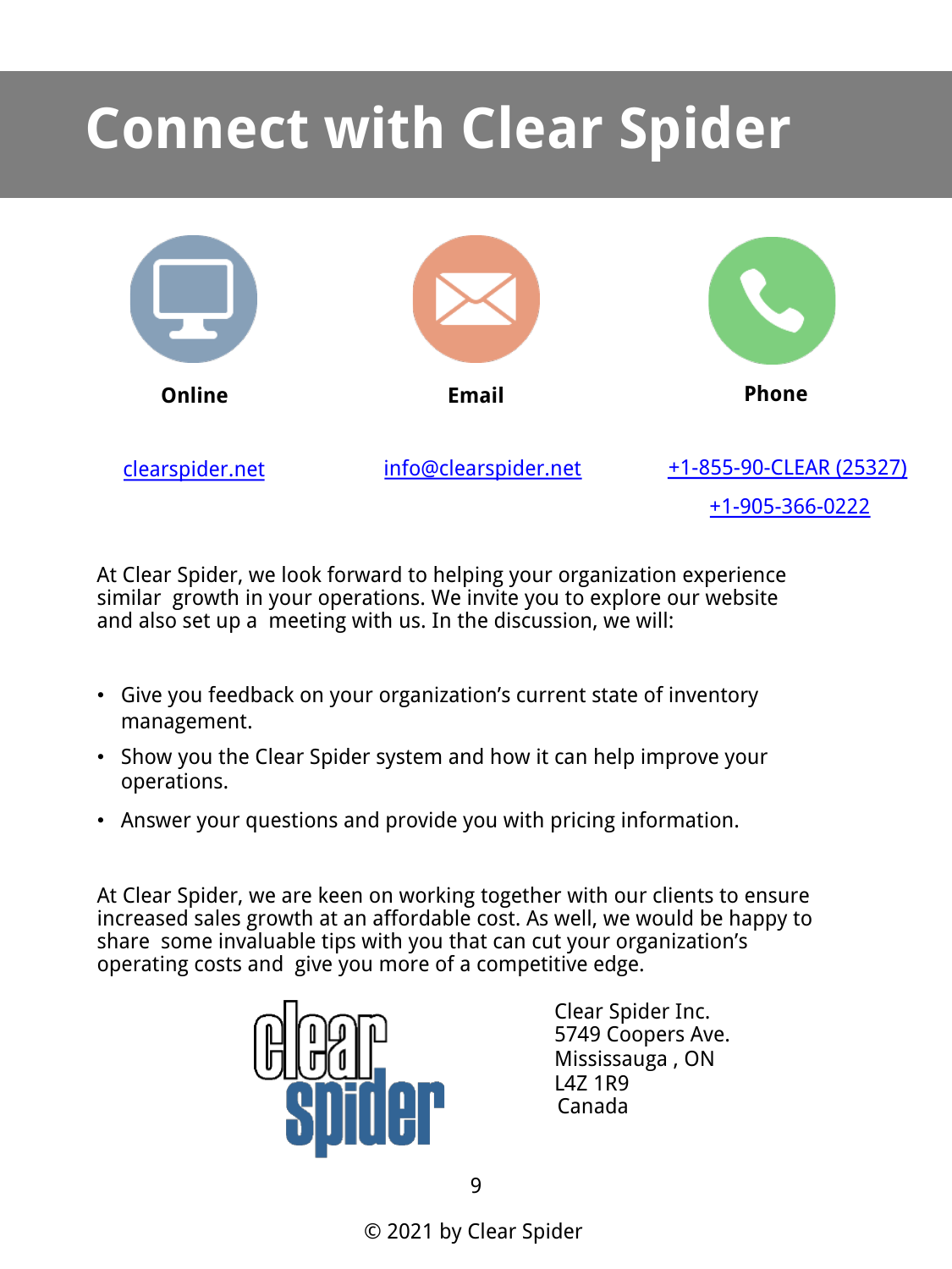# Connect with Clear Spider

| Online | Email | Phone |
| --- | --- | --- |
| clearspider.net | info@clearspider.net | +1-855-90-CLEAR (25327) |
| | | +1-905-366-0222 |

At Clear Spider, we look forward to helping your organization experience similar growth in your operations. We invite you to explore our website and also set up a meeting with us. In the discussion, we will:

- Give you feedback on your organization's current state of inventory management.
- Show you the Clear Spider system and how it can help improve your operations.
- Answer your questions and provide you with pricing information.

At Clear Spider, we are keen on working together with our clients to ensure increased sales growth at an affordable cost. As well, we would be happy to share some invaluable tips with you that can cut your organization's operating costs and give you more of a competitive edge.

clear spider

Clear Spider Inc.
5749 Coopers Ave.
Mississauga , ON
L4Z 1R9
Canada

© 2021 by Clear Spider